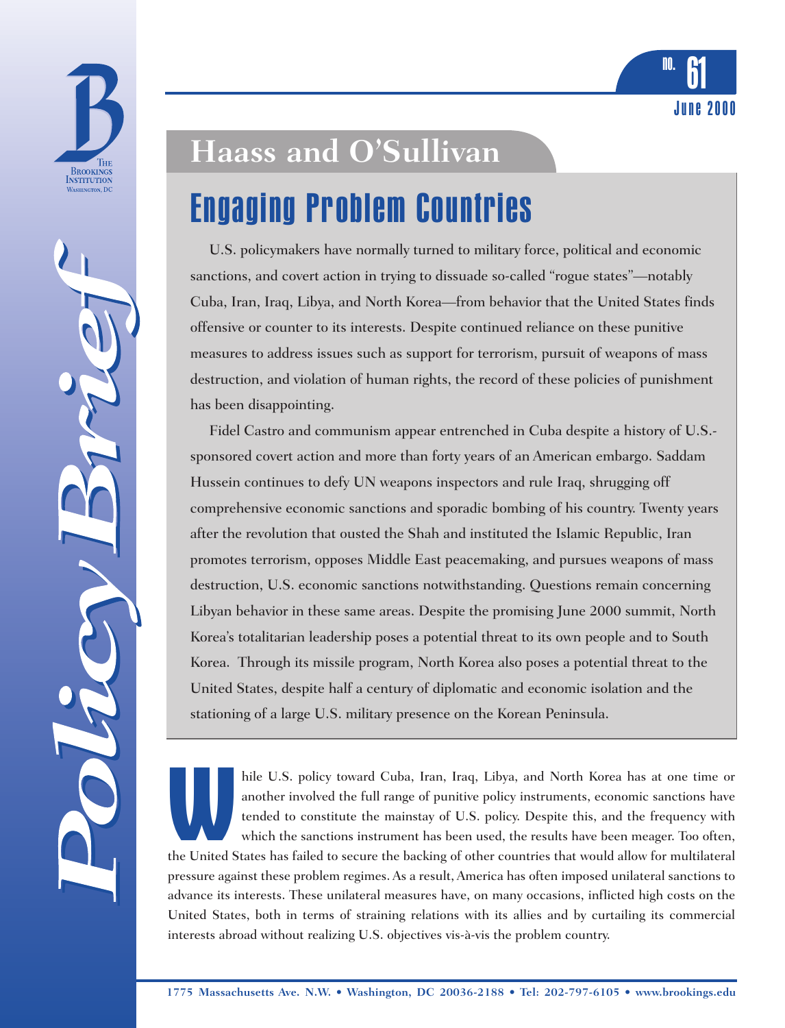Policy Brief

NO. 61
June 2000

## Haass and O'Sullivan

# Engaging Problem Countries

U.S. policymakers have normally turned to military force, political and economic sanctions, and covert action in trying to dissuade so-called "rogue states"—notably Cuba, Iran, Iraq, Libya, and North Korea—from behavior that the United States finds offensive or counter to its interests. Despite continued reliance on these punitive measures to address issues such as support for terrorism, pursuit of weapons of mass destruction, and violation of human rights, the record of these policies of punishment has been disappointing.

Fidel Castro and communism appear entrenched in Cuba despite a history of U.S.-sponsored covert action and more than forty years of an American embargo. Saddam Hussein continues to defy UN weapons inspectors and rule Iraq, shrugging off comprehensive economic sanctions and sporadic bombing of his country. Twenty years after the revolution that ousted the Shah and instituted the Islamic Republic, Iran promotes terrorism, opposes Middle East peacemaking, and pursues weapons of mass destruction, U.S. economic sanctions notwithstanding. Questions remain concerning Libyan behavior in these same areas. Despite the promising June 2000 summit, North Korea's totalitarian leadership poses a potential threat to its own people and to South Korea. Through its missile program, North Korea also poses a potential threat to the United States, despite half a century of diplomatic and economic isolation and the stationing of a large U.S. military presence on the Korean Peninsula.

While U.S. policy toward Cuba, Iran, Iraq, Libya, and North Korea has at one time or another involved the full range of punitive policy instruments, economic sanctions have tended to constitute the mainstay of U.S. policy. Despite this, and the frequency with which the sanctions instrument has been used, the results have been meager. Too often, the United States has failed to secure the backing of other countries that would allow for multilateral pressure against these problem regimes. As a result, America has often imposed unilateral sanctions to advance its interests. These unilateral measures have, on many occasions, inflicted high costs on the United States, both in terms of straining relations with its allies and by curtailing its commercial interests abroad without realizing U.S. objectives vis-à-vis the problem country.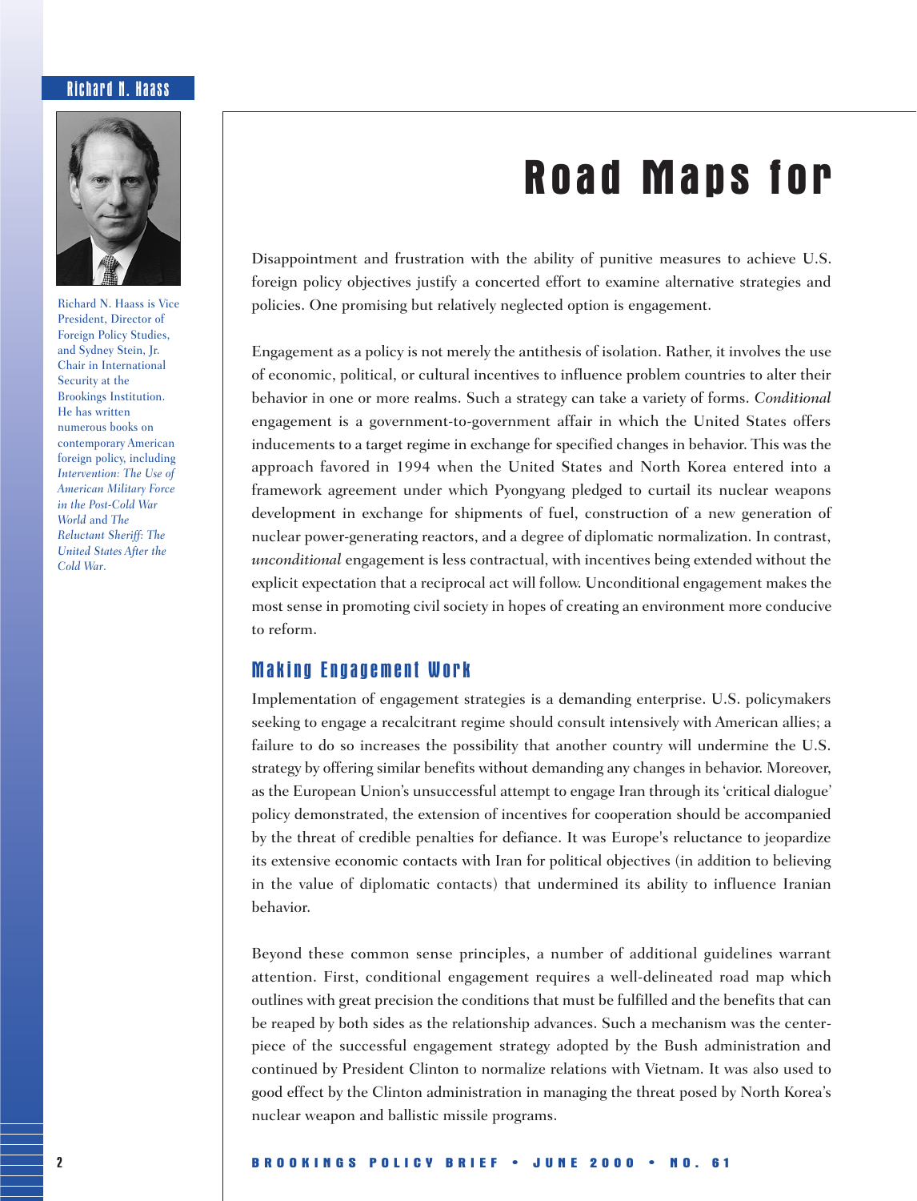# Road Maps for

Richard N. Haass

Richard N. Haass is Vice President, Director of Foreign Policy Studies, and Sydney Stein, Jr. Chair in International Security at the Brookings Institution. He has written numerous books on contemporary American foreign policy, including *Intervention: The Use of American Military Force in the Post-Cold War World* and *The Reluctant Sheriff: The United States After the Cold War.*

Disappointment and frustration with the ability of punitive measures to achieve U.S. foreign policy objectives justify a concerted effort to examine alternative strategies and policies. One promising but relatively neglected option is engagement.

Engagement as a policy is not merely the antithesis of isolation. Rather, it involves the use of economic, political, or cultural incentives to influence problem countries to alter their behavior in one or more realms. Such a strategy can take a variety of forms. *Conditional* engagement is a government-to-government affair in which the United States offers inducements to a target regime in exchange for specified changes in behavior. This was the approach favored in 1994 when the United States and North Korea entered into a framework agreement under which Pyongyang pledged to curtail its nuclear weapons development in exchange for shipments of fuel, construction of a new generation of nuclear power-generating reactors, and a degree of diplomatic normalization. In contrast, *unconditional* engagement is less contractual, with incentives being extended without the explicit expectation that a reciprocal act will follow. Unconditional engagement makes the most sense in promoting civil society in hopes of creating an environment more conducive to reform.

## Making Engagement Work

Implementation of engagement strategies is a demanding enterprise. U.S. policymakers seeking to engage a recalcitrant regime should consult intensively with American allies; a failure to do so increases the possibility that another country will undermine the U.S. strategy by offering similar benefits without demanding any changes in behavior. Moreover, as the European Union's unsuccessful attempt to engage Iran through its 'critical dialogue' policy demonstrated, the extension of incentives for cooperation should be accompanied by the threat of credible penalties for defiance. It was Europe's reluctance to jeopardize its extensive economic contacts with Iran for political objectives (in addition to believing in the value of diplomatic contacts) that undermined its ability to influence Iranian behavior.

Beyond these common sense principles, a number of additional guidelines warrant attention. First, conditional engagement requires a well-delineated road map which outlines with great precision the conditions that must be fulfilled and the benefits that can be reaped by both sides as the relationship advances. Such a mechanism was the centerpiece of the successful engagement strategy adopted by the Bush administration and continued by President Clinton to normalize relations with Vietnam. It was also used to good effect by the Clinton administration in managing the threat posed by North Korea's nuclear weapon and ballistic missile programs.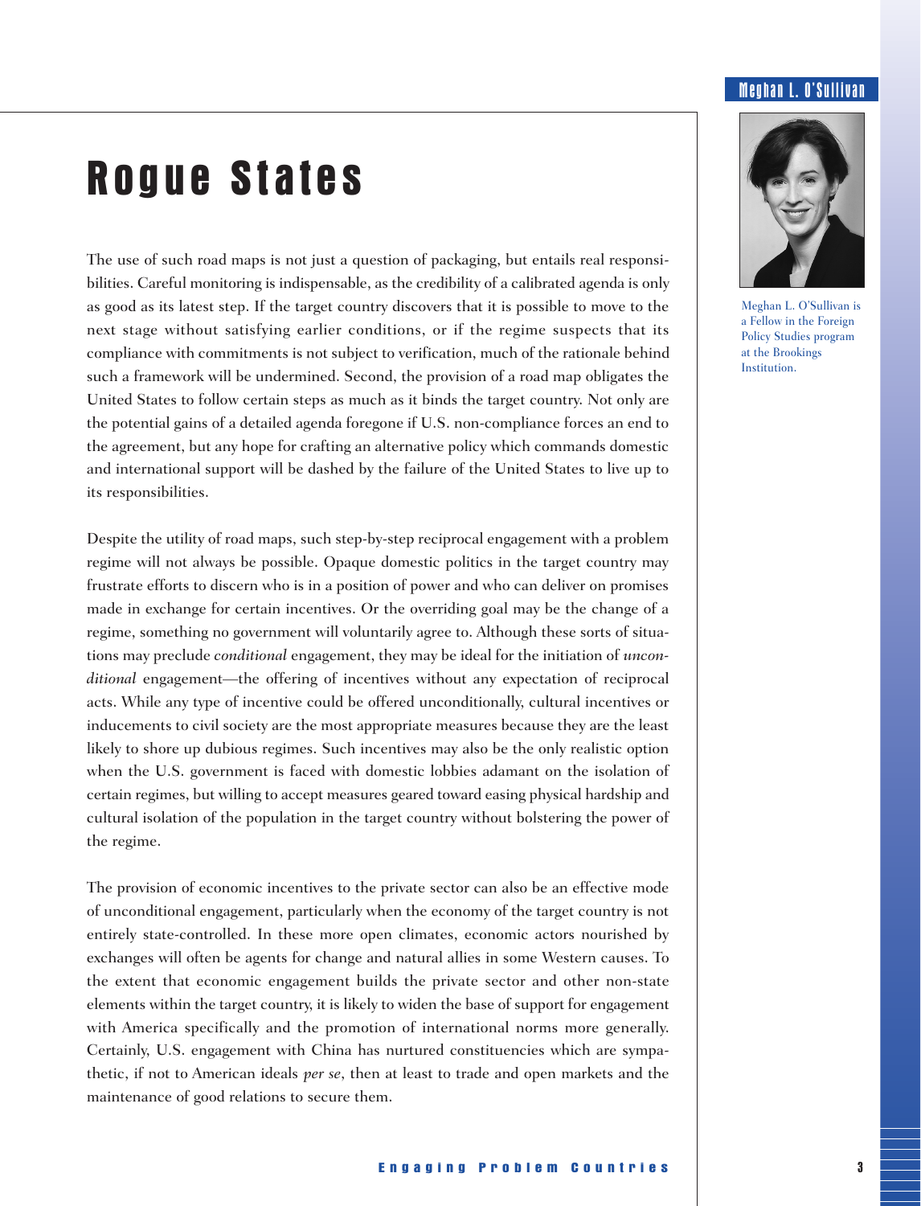# Rogue States

The use of such road maps is not just a question of packaging, but entails real responsibilities. Careful monitoring is indispensable, as the credibility of a calibrated agenda is only as good as its latest step. If the target country discovers that it is possible to move to the next stage without satisfying earlier conditions, or if the regime suspects that its compliance with commitments is not subject to verification, much of the rationale behind such a framework will be undermined. Second, the provision of a road map obligates the United States to follow certain steps as much as it binds the target country. Not only are the potential gains of a detailed agenda foregone if U.S. non-compliance forces an end to the agreement, but any hope for crafting an alternative policy which commands domestic and international support will be dashed by the failure of the United States to live up to its responsibilities.

Despite the utility of road maps, such step-by-step reciprocal engagement with a problem regime will not always be possible. Opaque domestic politics in the target country may frustrate efforts to discern who is in a position of power and who can deliver on promises made in exchange for certain incentives. Or the overriding goal may be the change of a regime, something no government will voluntarily agree to. Although these sorts of situations may preclude *conditional* engagement, they may be ideal for the initiation of *unconditional* engagement—the offering of incentives without any expectation of reciprocal acts. While any type of incentive could be offered unconditionally, cultural incentives or inducements to civil society are the most appropriate measures because they are the least likely to shore up dubious regimes. Such incentives may also be the only realistic option when the U.S. government is faced with domestic lobbies adamant on the isolation of certain regimes, but willing to accept measures geared toward easing physical hardship and cultural isolation of the population in the target country without bolstering the power of the regime.

The provision of economic incentives to the private sector can also be an effective mode of unconditional engagement, particularly when the economy of the target country is not entirely state-controlled. In these more open climates, economic actors nourished by exchanges will often be agents for change and natural allies in some Western causes. To the extent that economic engagement builds the private sector and other non-state elements within the target country, it is likely to widen the base of support for engagement with America specifically and the promotion of international norms more generally. Certainly, U.S. engagement with China has nurtured constituencies which are sympathetic, if not to American ideals *per se*, then at least to trade and open markets and the maintenance of good relations to secure them.

Meghan L. O'Sullivan

Meghan L. O'Sullivan is a Fellow in the Foreign Policy Studies program at the Brookings Institution.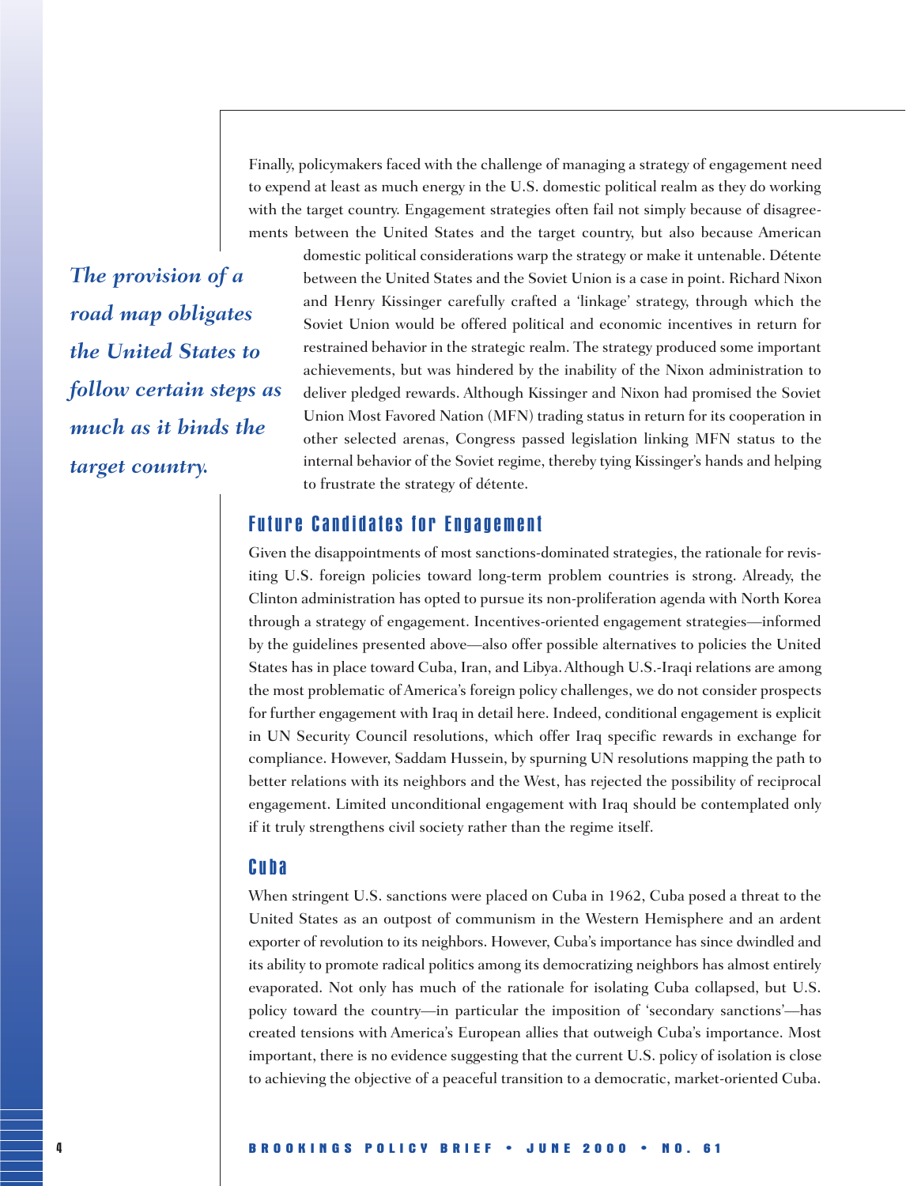Finally, policymakers faced with the challenge of managing a strategy of engagement need to expend at least as much energy in the U.S. domestic political realm as they do working with the target country. Engagement strategies often fail not simply because of disagreements between the United States and the target country, but also because American domestic political considerations warp the strategy or make it untenable. Détente between the United States and the Soviet Union is a case in point. Richard Nixon and Henry Kissinger carefully crafted a 'linkage' strategy, through which the Soviet Union would be offered political and economic incentives in return for restrained behavior in the strategic realm. The strategy produced some important achievements, but was hindered by the inability of the Nixon administration to deliver pledged rewards. Although Kissinger and Nixon had promised the Soviet Union Most Favored Nation (MFN) trading status in return for its cooperation in other selected arenas, Congress passed legislation linking MFN status to the internal behavior of the Soviet regime, thereby tying Kissinger's hands and helping to frustrate the strategy of détente.

***The provision of a road map obligates the United States to follow certain steps as much as it binds the target country.***

## Future Candidates for Engagement

Given the disappointments of most sanctions-dominated strategies, the rationale for revisiting U.S. foreign policies toward long-term problem countries is strong. Already, the Clinton administration has opted to pursue its non-proliferation agenda with North Korea through a strategy of engagement. Incentives-oriented engagement strategies—informed by the guidelines presented above—also offer possible alternatives to policies the United States has in place toward Cuba, Iran, and Libya. Although U.S.-Iraqi relations are among the most problematic of America's foreign policy challenges, we do not consider prospects for further engagement with Iraq in detail here. Indeed, conditional engagement is explicit in UN Security Council resolutions, which offer Iraq specific rewards in exchange for compliance. However, Saddam Hussein, by spurning UN resolutions mapping the path to better relations with its neighbors and the West, has rejected the possibility of reciprocal engagement. Limited unconditional engagement with Iraq should be contemplated only if it truly strengthens civil society rather than the regime itself.

### Cuba

When stringent U.S. sanctions were placed on Cuba in 1962, Cuba posed a threat to the United States as an outpost of communism in the Western Hemisphere and an ardent exporter of revolution to its neighbors. However, Cuba's importance has since dwindled and its ability to promote radical politics among its democratizing neighbors has almost entirely evaporated. Not only has much of the rationale for isolating Cuba collapsed, but U.S. policy toward the country—in particular the imposition of 'secondary sanctions'—has created tensions with America's European allies that outweigh Cuba's importance. Most important, there is no evidence suggesting that the current U.S. policy of isolation is close to achieving the objective of a peaceful transition to a democratic, market-oriented Cuba.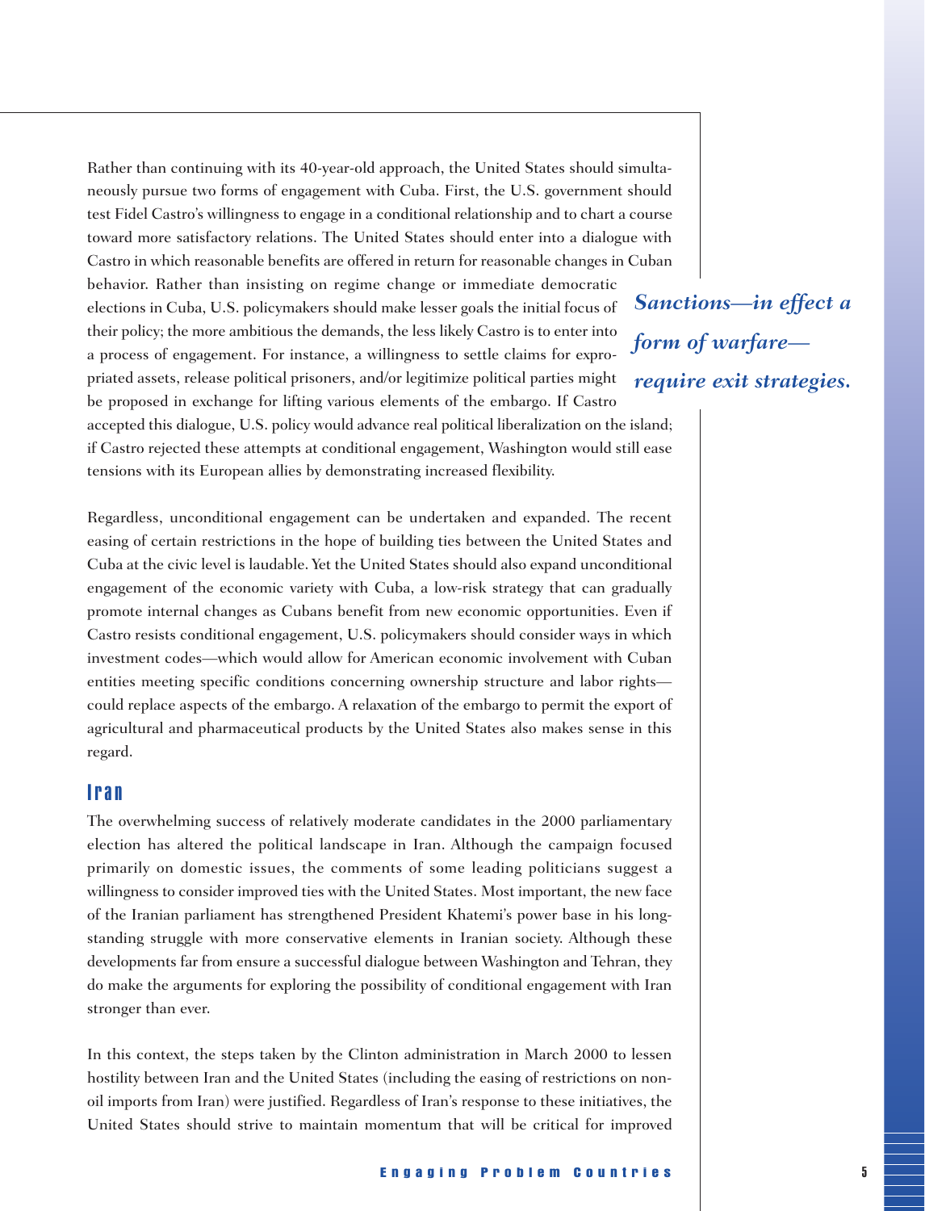Rather than continuing with its 40-year-old approach, the United States should simultaneously pursue two forms of engagement with Cuba. First, the U.S. government should test Fidel Castro's willingness to engage in a conditional relationship and to chart a course toward more satisfactory relations. The United States should enter into a dialogue with Castro in which reasonable benefits are offered in return for reasonable changes in Cuban behavior. Rather than insisting on regime change or immediate democratic elections in Cuba, U.S. policymakers should make lesser goals the initial focus of their policy; the more ambitious the demands, the less likely Castro is to enter into a process of engagement. For instance, a willingness to settle claims for expropriated assets, release political prisoners, and/or legitimize political parties might be proposed in exchange for lifting various elements of the embargo. If Castro accepted this dialogue, U.S. policy would advance real political liberalization on the island; if Castro rejected these attempts at conditional engagement, Washington would still ease tensions with its European allies by demonstrating increased flexibility.

***Sanctions—in effect a form of warfare—require exit strategies.***

Regardless, unconditional engagement can be undertaken and expanded. The recent easing of certain restrictions in the hope of building ties between the United States and Cuba at the civic level is laudable. Yet the United States should also expand unconditional engagement of the economic variety with Cuba, a low-risk strategy that can gradually promote internal changes as Cubans benefit from new economic opportunities. Even if Castro resists conditional engagement, U.S. policymakers should consider ways in which investment codes—which would allow for American economic involvement with Cuban entities meeting specific conditions concerning ownership structure and labor rights—could replace aspects of the embargo. A relaxation of the embargo to permit the export of agricultural and pharmaceutical products by the United States also makes sense in this regard.

## Iran

The overwhelming success of relatively moderate candidates in the 2000 parliamentary election has altered the political landscape in Iran. Although the campaign focused primarily on domestic issues, the comments of some leading politicians suggest a willingness to consider improved ties with the United States. Most important, the new face of the Iranian parliament has strengthened President Khatemi's power base in his long-standing struggle with more conservative elements in Iranian society. Although these developments far from ensure a successful dialogue between Washington and Tehran, they do make the arguments for exploring the possibility of conditional engagement with Iran stronger than ever.

In this context, the steps taken by the Clinton administration in March 2000 to lessen hostility between Iran and the United States (including the easing of restrictions on non-oil imports from Iran) were justified. Regardless of Iran's response to these initiatives, the United States should strive to maintain momentum that will be critical for improved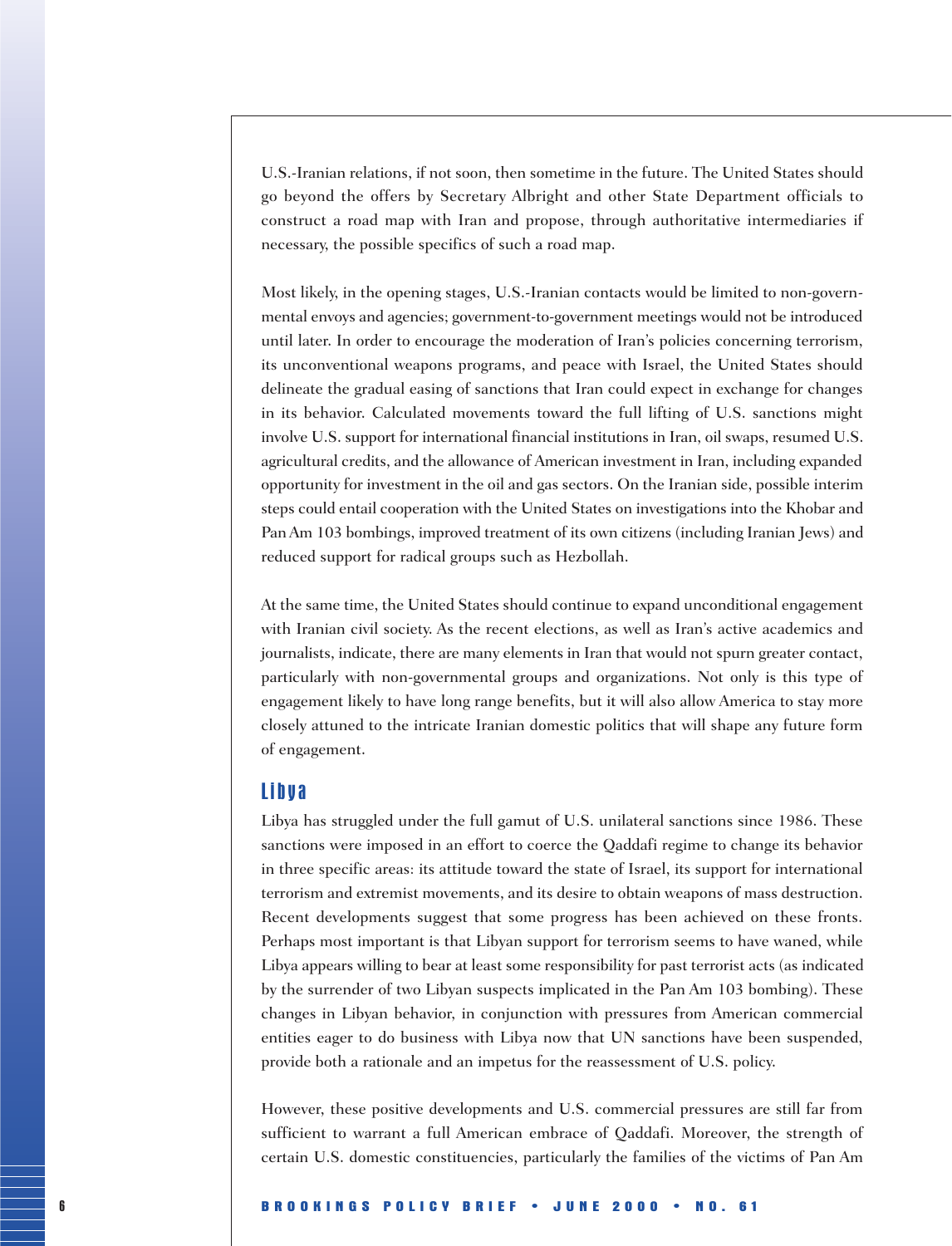U.S.-Iranian relations, if not soon, then sometime in the future. The United States should go beyond the offers by Secretary Albright and other State Department officials to construct a road map with Iran and propose, through authoritative intermediaries if necessary, the possible specifics of such a road map.

Most likely, in the opening stages, U.S.-Iranian contacts would be limited to non-governmental envoys and agencies; government-to-government meetings would not be introduced until later. In order to encourage the moderation of Iran's policies concerning terrorism, its unconventional weapons programs, and peace with Israel, the United States should delineate the gradual easing of sanctions that Iran could expect in exchange for changes in its behavior. Calculated movements toward the full lifting of U.S. sanctions might involve U.S. support for international financial institutions in Iran, oil swaps, resumed U.S. agricultural credits, and the allowance of American investment in Iran, including expanded opportunity for investment in the oil and gas sectors. On the Iranian side, possible interim steps could entail cooperation with the United States on investigations into the Khobar and Pan Am 103 bombings, improved treatment of its own citizens (including Iranian Jews) and reduced support for radical groups such as Hezbollah.

At the same time, the United States should continue to expand unconditional engagement with Iranian civil society. As the recent elections, as well as Iran's active academics and journalists, indicate, there are many elements in Iran that would not spurn greater contact, particularly with non-governmental groups and organizations. Not only is this type of engagement likely to have long range benefits, but it will also allow America to stay more closely attuned to the intricate Iranian domestic politics that will shape any future form of engagement.

## Libya

Libya has struggled under the full gamut of U.S. unilateral sanctions since 1986. These sanctions were imposed in an effort to coerce the Qaddafi regime to change its behavior in three specific areas: its attitude toward the state of Israel, its support for international terrorism and extremist movements, and its desire to obtain weapons of mass destruction. Recent developments suggest that some progress has been achieved on these fronts. Perhaps most important is that Libyan support for terrorism seems to have waned, while Libya appears willing to bear at least some responsibility for past terrorist acts (as indicated by the surrender of two Libyan suspects implicated in the Pan Am 103 bombing). These changes in Libyan behavior, in conjunction with pressures from American commercial entities eager to do business with Libya now that UN sanctions have been suspended, provide both a rationale and an impetus for the reassessment of U.S. policy.

However, these positive developments and U.S. commercial pressures are still far from sufficient to warrant a full American embrace of Qaddafi. Moreover, the strength of certain U.S. domestic constituencies, particularly the families of the victims of Pan Am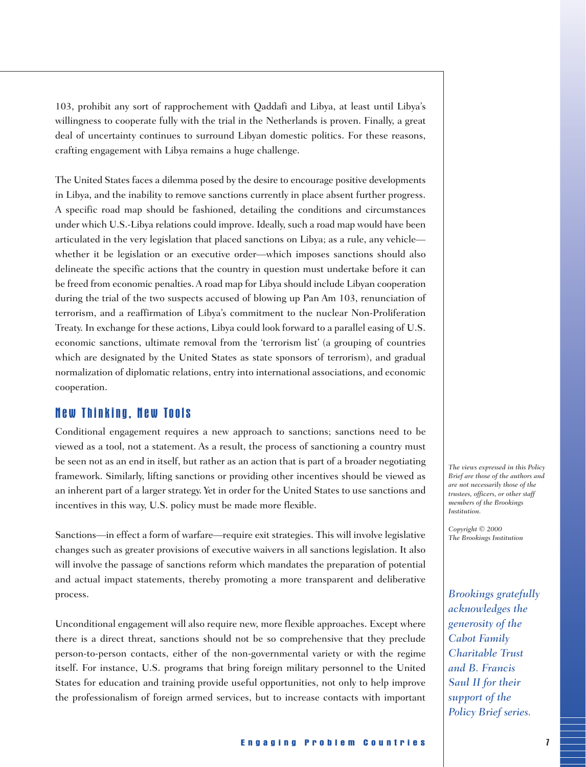103, prohibit any sort of rapprochement with Qaddafi and Libya, at least until Libya's willingness to cooperate fully with the trial in the Netherlands is proven. Finally, a great deal of uncertainty continues to surround Libyan domestic politics. For these reasons, crafting engagement with Libya remains a huge challenge.

The United States faces a dilemma posed by the desire to encourage positive developments in Libya, and the inability to remove sanctions currently in place absent further progress. A specific road map should be fashioned, detailing the conditions and circumstances under which U.S.-Libya relations could improve. Ideally, such a road map would have been articulated in the very legislation that placed sanctions on Libya; as a rule, any vehicle—whether it be legislation or an executive order—which imposes sanctions should also delineate the specific actions that the country in question must undertake before it can be freed from economic penalties. A road map for Libya should include Libyan cooperation during the trial of the two suspects accused of blowing up Pan Am 103, renunciation of terrorism, and a reaffirmation of Libya's commitment to the nuclear Non-Proliferation Treaty. In exchange for these actions, Libya could look forward to a parallel easing of U.S. economic sanctions, ultimate removal from the 'terrorism list' (a grouping of countries which are designated by the United States as state sponsors of terrorism), and gradual normalization of diplomatic relations, entry into international associations, and economic cooperation.

## New Thinking, New Tools

Conditional engagement requires a new approach to sanctions; sanctions need to be viewed as a tool, not a statement. As a result, the process of sanctioning a country must be seen not as an end in itself, but rather as an action that is part of a broader negotiating framework. Similarly, lifting sanctions or providing other incentives should be viewed as an inherent part of a larger strategy. Yet in order for the United States to use sanctions and incentives in this way, U.S. policy must be made more flexible.

Sanctions—in effect a form of warfare—require exit strategies. This will involve legislative changes such as greater provisions of executive waivers in all sanctions legislation. It also will involve the passage of sanctions reform which mandates the preparation of potential and actual impact statements, thereby promoting a more transparent and deliberative process.

Unconditional engagement will also require new, more flexible approaches. Except where there is a direct threat, sanctions should not be so comprehensive that they preclude person-to-person contacts, either of the non-governmental variety or with the regime itself. For instance, U.S. programs that bring foreign military personnel to the United States for education and training provide useful opportunities, not only to help improve the professionalism of foreign armed services, but to increase contacts with important

*The views expressed in this Policy Brief are those of the authors and are not necessarily those of the trustees, officers, or other staff members of the Brookings Institution.*

*Copyright © 2000 The Brookings Institution*

*Brookings gratefully acknowledges the generosity of the Cabot Family Charitable Trust and B. Francis Saul II for their support of the Policy Brief series.*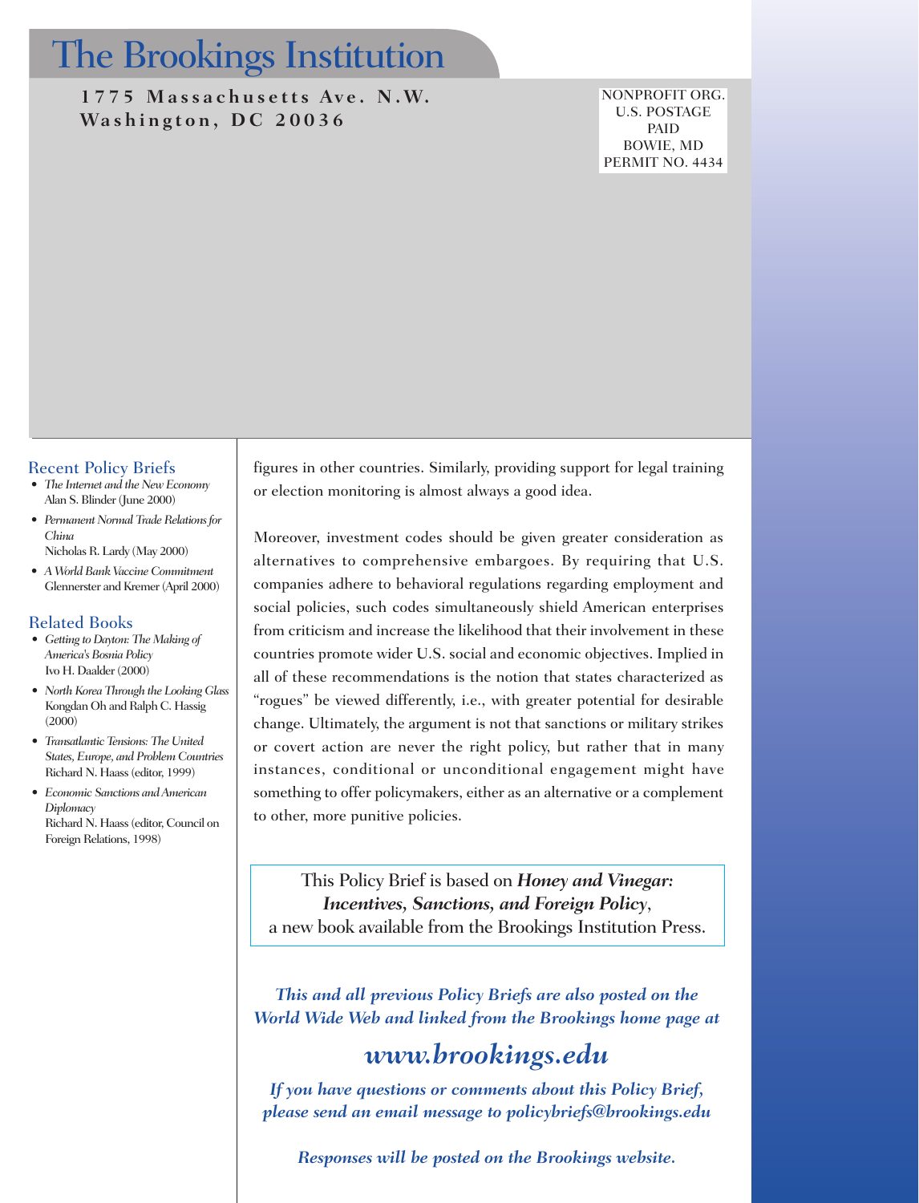# The Brookings Institution

**1775 Massachusetts Ave. N.W.**
**Washington, DC 20036**

NONPROFIT ORG.
U.S. POSTAGE
PAID
BOWIE, MD
PERMIT NO. 4434

figures in other countries. Similarly, providing support for legal training or election monitoring is almost always a good idea.

Moreover, investment codes should be given greater consideration as alternatives to comprehensive embargoes. By requiring that U.S. companies adhere to behavioral regulations regarding employment and social policies, such codes simultaneously shield American enterprises from criticism and increase the likelihood that their involvement in these countries promote wider U.S. social and economic objectives. Implied in all of these recommendations is the notion that states characterized as "rogues" be viewed differently, i.e., with greater potential for desirable change. Ultimately, the argument is not that sanctions or military strikes or covert action are never the right policy, but rather that in many instances, conditional or unconditional engagement might have something to offer policymakers, either as an alternative or a complement to other, more punitive policies.

This Policy Brief is based on ***Honey and Vinegar: Incentives, Sanctions, and Foreign Policy***, a new book available from the Brookings Institution Press.

***This and all previous Policy Briefs are also posted on the World Wide Web and linked from the Brookings home page at***

## *www.brookings.edu*

***If you have questions or comments about this Policy Brief, please send an email message to policybriefs@brookings.edu***

***Responses will be posted on the Brookings website.***

### Recent Policy Briefs

- *The Internet and the New Economy*
  Alan S. Blinder (June 2000)
- *Permanent Normal Trade Relations for China*
  Nicholas R. Lardy (May 2000)
- *A World Bank Vaccine Commitment*
  Glennerster and Kremer (April 2000)

### Related Books

- *Getting to Dayton: The Making of America's Bosnia Policy*
  Ivo H. Daalder (2000)
- *North Korea Through the Looking Glass*
  Kongdan Oh and Ralph C. Hassig (2000)
- *Transatlantic Tensions: The United States, Europe, and Problem Countries*
  Richard N. Haass (editor, 1999)
- *Economic Sanctions and American Diplomacy*
  Richard N. Haass (editor, Council on Foreign Relations, 1998)